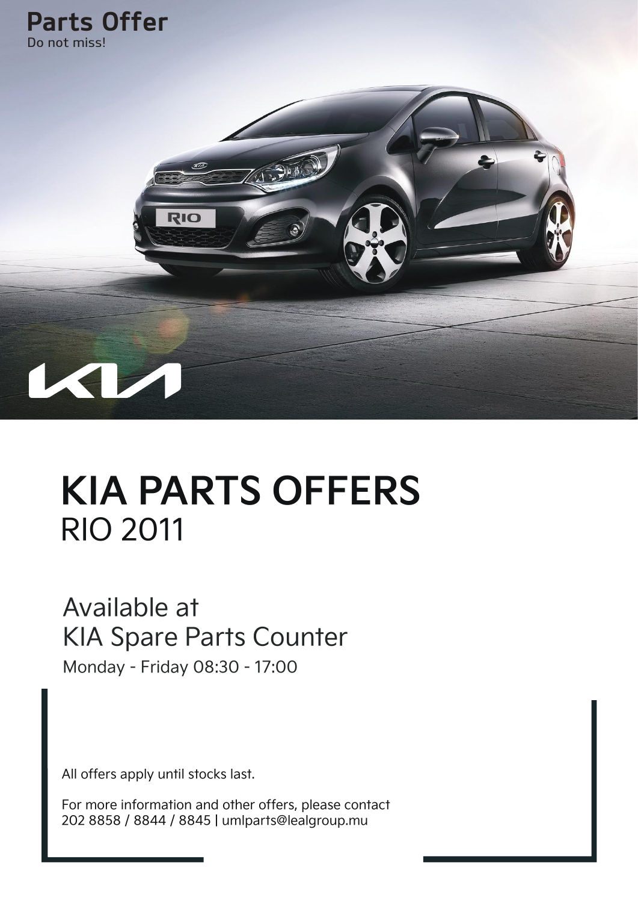**Parts Offer**
Do not miss!

# KIA PARTS OFFERS
## RIO 2011

Available at
KIA Spare Parts Counter

Monday - Friday 08:30 - 17:00

All offers apply until stocks last.

For more information and other offers, please contact
202 8858 / 8844 / 8845 | umlparts@lealgroup.mu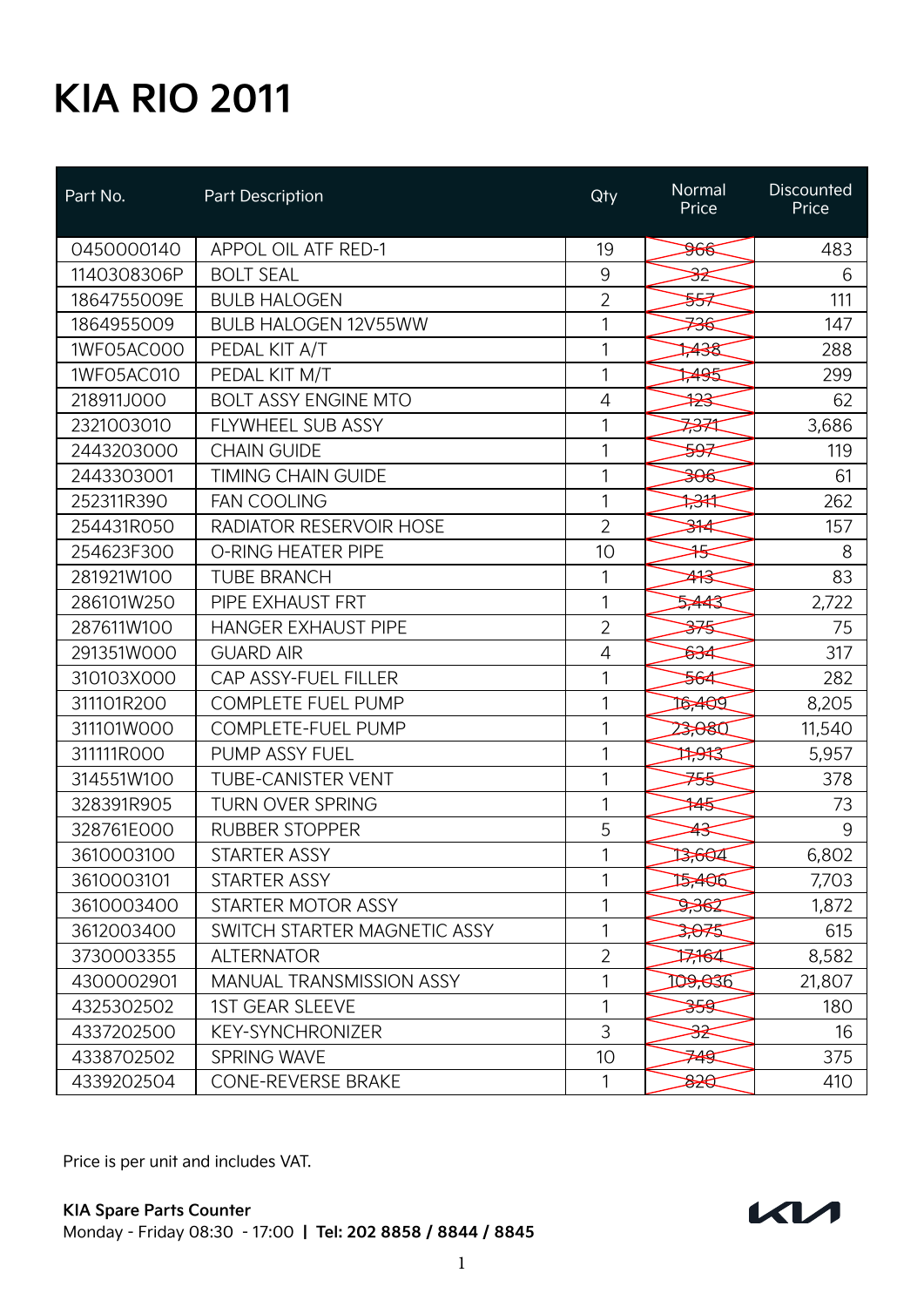# KIA RIO 2011

| Part No. | Part Description | Qty | Normal Price | Discounted Price |
|---|---|---|---|---|
| 0450000140 | APPOL OIL ATF RED-1 | 19 | ~~966~~ | 483 |
| 1140308306P | BOLT SEAL | 9 | ~~32~~ | 6 |
| 1864755009E | BULB HALOGEN | 2 | ~~557~~ | 111 |
| 1864955009 | BULB HALOGEN 12V55WW | 1 | ~~736~~ | 147 |
| 1WF05AC000 | PEDAL KIT A/T | 1 | ~~1,438~~ | 288 |
| 1WF05AC010 | PEDAL KIT M/T | 1 | ~~1,495~~ | 299 |
| 218911J000 | BOLT ASSY ENGINE MTO | 4 | ~~123~~ | 62 |
| 2321003010 | FLYWHEEL SUB ASSY | 1 | ~~7,371~~ | 3,686 |
| 2443203000 | CHAIN GUIDE | 1 | ~~597~~ | 119 |
| 2443303001 | TIMING CHAIN GUIDE | 1 | ~~306~~ | 61 |
| 252311R390 | FAN COOLING | 1 | ~~1,311~~ | 262 |
| 254431R050 | RADIATOR RESERVOIR HOSE | 2 | ~~314~~ | 157 |
| 254623F300 | O-RING HEATER PIPE | 10 | ~~15~~ | 8 |
| 281921W100 | TUBE BRANCH | 1 | ~~413~~ | 83 |
| 286101W250 | PIPE EXHAUST FRT | 1 | ~~5,443~~ | 2,722 |
| 287611W100 | HANGER EXHAUST PIPE | 2 | ~~375~~ | 75 |
| 291351W000 | GUARD AIR | 4 | ~~634~~ | 317 |
| 310103X000 | CAP ASSY-FUEL FILLER | 1 | ~~564~~ | 282 |
| 311101R200 | COMPLETE FUEL PUMP | 1 | ~~16,409~~ | 8,205 |
| 311101W000 | COMPLETE-FUEL PUMP | 1 | ~~23,080~~ | 11,540 |
| 311111R000 | PUMP ASSY FUEL | 1 | ~~11,913~~ | 5,957 |
| 314551W100 | TUBE-CANISTER VENT | 1 | ~~755~~ | 378 |
| 328391R905 | TURN OVER SPRING | 1 | ~~145~~ | 73 |
| 328761E000 | RUBBER STOPPER | 5 | ~~43~~ | 9 |
| 3610003100 | STARTER ASSY | 1 | ~~13,604~~ | 6,802 |
| 3610003101 | STARTER ASSY | 1 | ~~15,406~~ | 7,703 |
| 3610003400 | STARTER MOTOR ASSY | 1 | ~~9,362~~ | 1,872 |
| 3612003400 | SWITCH STARTER MAGNETIC ASSY | 1 | ~~3,075~~ | 615 |
| 3730003355 | ALTERNATOR | 2 | ~~17,164~~ | 8,582 |
| 4300002901 | MANUAL TRANSMISSION ASSY | 1 | ~~109,036~~ | 21,807 |
| 4325302502 | 1ST GEAR SLEEVE | 1 | ~~359~~ | 180 |
| 4337202500 | KEY-SYNCHRONIZER | 3 | ~~32~~ | 16 |
| 4338702502 | SPRING WAVE | 10 | ~~749~~ | 375 |
| 4339202504 | CONE-REVERSE BRAKE | 1 | ~~820~~ | 410 |

Price is per unit and includes VAT.

**KIA Spare Parts Counter**
Monday - Friday 08:30 - 17:00 | **Tel: 202 8858 / 8844 / 8845**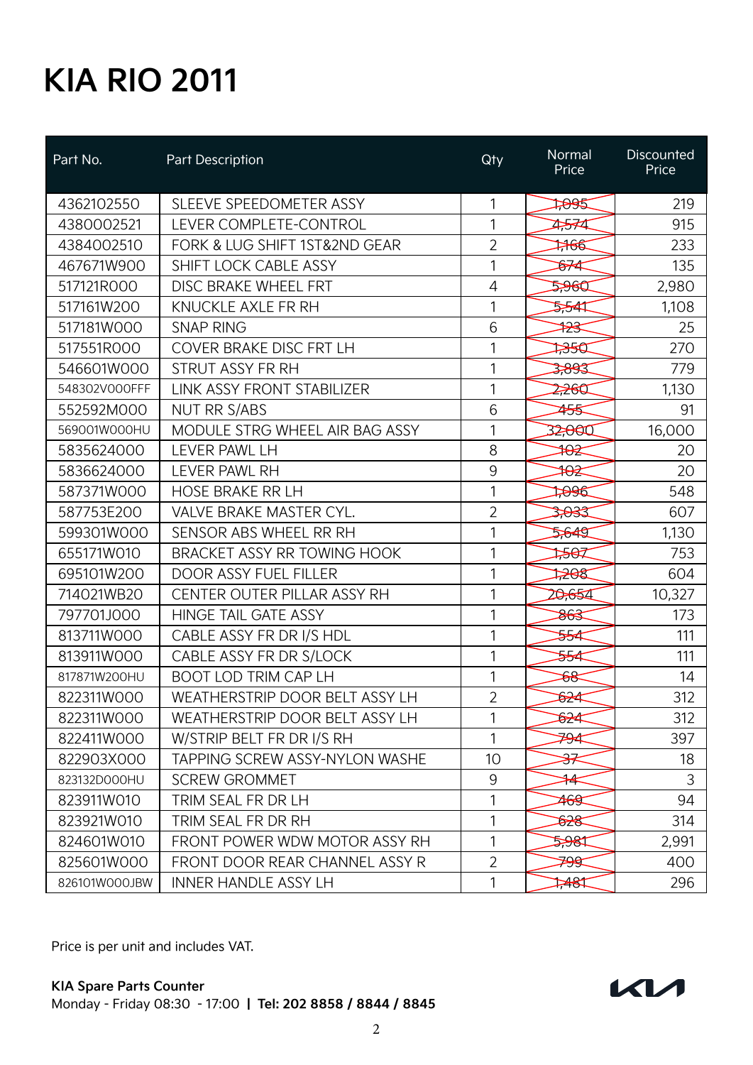# KIA RIO 2011

| Part No. | Part Description | Qty | Normal Price | Discounted Price |
|---|---|---|---|---|
| 4362102550 | SLEEVE SPEEDOMETER ASSY | 1 | ~~1,095~~ | 219 |
| 4380002521 | LEVER COMPLETE-CONTROL | 1 | ~~4,574~~ | 915 |
| 4384002510 | FORK & LUG SHIFT 1ST&2ND GEAR | 2 | ~~1,166~~ | 233 |
| 467671W900 | SHIFT LOCK CABLE ASSY | 1 | ~~674~~ | 135 |
| 517121R000 | DISC BRAKE WHEEL FRT | 4 | ~~5,960~~ | 2,980 |
| 517161W200 | KNUCKLE AXLE FR RH | 1 | ~~5,541~~ | 1,108 |
| 517181W000 | SNAP RING | 6 | ~~123~~ | 25 |
| 517551R000 | COVER BRAKE DISC FRT LH | 1 | ~~1,350~~ | 270 |
| 546601W000 | STRUT ASSY FR RH | 1 | ~~3,893~~ | 779 |
| 548302V000FFF | LINK ASSY FRONT STABILIZER | 1 | ~~2,260~~ | 1,130 |
| 552592M000 | NUT RR S/ABS | 6 | ~~455~~ | 91 |
| 569001W000HU | MODULE STRG WHEEL AIR BAG ASSY | 1 | ~~32,000~~ | 16,000 |
| 5835624000 | LEVER PAWL LH | 8 | ~~102~~ | 20 |
| 5836624000 | LEVER PAWL RH | 9 | ~~102~~ | 20 |
| 587371W000 | HOSE BRAKE RR LH | 1 | ~~1,096~~ | 548 |
| 587753E200 | VALVE BRAKE MASTER CYL. | 2 | ~~3,033~~ | 607 |
| 599301W000 | SENSOR ABS WHEEL RR RH | 1 | ~~5,649~~ | 1,130 |
| 655171W010 | BRACKET ASSY RR TOWING HOOK | 1 | ~~1,507~~ | 753 |
| 695101W200 | DOOR ASSY FUEL FILLER | 1 | ~~1,208~~ | 604 |
| 714021WB20 | CENTER OUTER PILLAR ASSY RH | 1 | ~~20,654~~ | 10,327 |
| 797701J000 | HINGE TAIL GATE ASSY | 1 | ~~863~~ | 173 |
| 813711W000 | CABLE ASSY FR DR I/S HDL | 1 | ~~554~~ | 111 |
| 813911W000 | CABLE ASSY FR DR S/LOCK | 1 | ~~554~~ | 111 |
| 817871W200HU | BOOT LOD TRIM CAP LH | 1 | ~~68~~ | 14 |
| 822311W000 | WEATHERSTRIP DOOR BELT ASSY LH | 2 | ~~624~~ | 312 |
| 822311W000 | WEATHERSTRIP DOOR BELT ASSY LH | 1 | ~~624~~ | 312 |
| 822411W000 | W/STRIP BELT FR DR I/S RH | 1 | ~~794~~ | 397 |
| 822903X000 | TAPPING SCREW ASSY-NYLON WASHE | 10 | ~~37~~ | 18 |
| 823132D000HU | SCREW GROMMET | 9 | ~~14~~ | 3 |
| 823911W010 | TRIM SEAL FR DR LH | 1 | ~~469~~ | 94 |
| 823921W010 | TRIM SEAL FR DR RH | 1 | ~~628~~ | 314 |
| 824601W010 | FRONT POWER WDW MOTOR ASSY RH | 1 | ~~5,981~~ | 2,991 |
| 825601W000 | FRONT DOOR REAR CHANNEL ASSY R | 2 | ~~799~~ | 400 |
| 826101W000JBW | INNER HANDLE ASSY LH | 1 | ~~1,481~~ | 296 |

Price is per unit and includes VAT.

**KIA Spare Parts Counter**
Monday - Friday 08:30 - 17:00 | **Tel: 202 8858 / 8844 / 8845**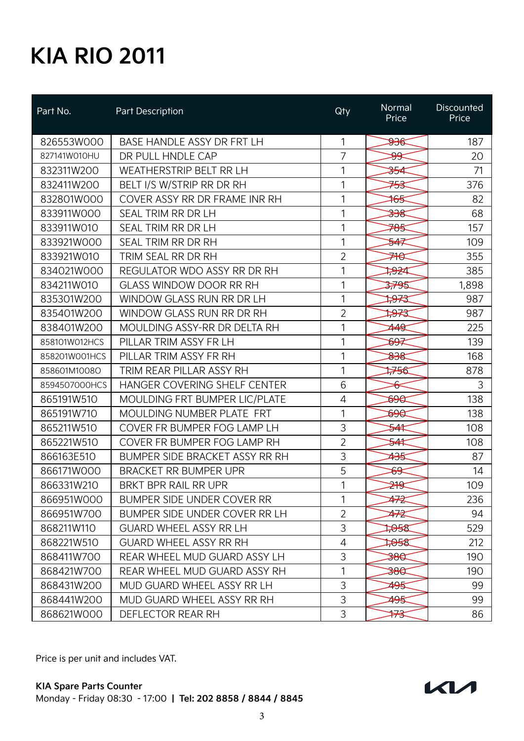# KIA RIO 2011

| Part No. | Part Description | Qty | Normal Price | Discounted Price |
|---|---|---|---|---|
| 826553W000 | BASE HANDLE ASSY DR FRT LH | 1 | ~~936~~ | 187 |
| 827141W010HU | DR PULL HNDLE CAP | 7 | ~~99~~ | 20 |
| 832311W200 | WEATHERSTRIP BELT RR LH | 1 | ~~354~~ | 71 |
| 832411W200 | BELT I/S W/STRIP RR DR RH | 1 | ~~753~~ | 376 |
| 832801W000 | COVER ASSY RR DR FRAME INR RH | 1 | ~~165~~ | 82 |
| 833911W000 | SEAL TRIM RR DR LH | 1 | ~~338~~ | 68 |
| 833911W010 | SEAL TRIM RR DR LH | 1 | ~~785~~ | 157 |
| 833921W000 | SEAL TRIM RR DR RH | 1 | ~~547~~ | 109 |
| 833921W010 | TRIM SEAL RR DR RH | 2 | ~~710~~ | 355 |
| 834021W000 | REGULATOR WDO ASSY RR DR RH | 1 | ~~1,924~~ | 385 |
| 834211W010 | GLASS WINDOW DOOR RR RH | 1 | ~~3,795~~ | 1,898 |
| 835301W200 | WINDOW GLASS RUN RR DR LH | 1 | ~~1,973~~ | 987 |
| 835401W200 | WINDOW GLASS RUN RR DR RH | 2 | ~~1,973~~ | 987 |
| 838401W200 | MOULDING ASSY-RR DR DELTA RH | 1 | ~~449~~ | 225 |
| 858101W012HCS | PILLAR TRIM ASSY FR LH | 1 | ~~697~~ | 139 |
| 858201W001HCS | PILLAR TRIM ASSY FR RH | 1 | ~~838~~ | 168 |
| 858601M10080 | TRIM REAR PILLAR ASSY RH | 1 | ~~1,756~~ | 878 |
| 8594507000HCS | HANGER COVERING SHELF CENTER | 6 | ~~6~~ | 3 |
| 865191W510 | MOULDING FRT BUMPER LIC/PLATE | 4 | ~~690~~ | 138 |
| 865191W710 | MOULDING NUMBER PLATE FRT | 1 | ~~690~~ | 138 |
| 865211W510 | COVER FR BUMPER FOG LAMP LH | 3 | ~~541~~ | 108 |
| 865221W510 | COVER FR BUMPER FOG LAMP RH | 2 | ~~541~~ | 108 |
| 866163E510 | BUMPER SIDE BRACKET ASSY RR RH | 3 | ~~435~~ | 87 |
| 866171W000 | BRACKET RR BUMPER UPR | 5 | ~~69~~ | 14 |
| 866331W210 | BRKT BPR RAIL RR UPR | 1 | ~~219~~ | 109 |
| 866951W000 | BUMPER SIDE UNDER COVER RR | 1 | ~~472~~ | 236 |
| 866951W700 | BUMPER SIDE UNDER COVER RR LH | 2 | ~~472~~ | 94 |
| 868211W110 | GUARD WHEEL ASSY RR LH | 3 | ~~1,058~~ | 529 |
| 868221W510 | GUARD WHEEL ASSY RR RH | 4 | ~~1,058~~ | 212 |
| 868411W700 | REAR WHEEL MUD GUARD ASSY LH | 3 | ~~380~~ | 190 |
| 868421W700 | REAR WHEEL MUD GUARD ASSY RH | 1 | ~~380~~ | 190 |
| 868431W200 | MUD GUARD WHEEL ASSY RR LH | 3 | ~~495~~ | 99 |
| 868441W200 | MUD GUARD WHEEL ASSY RR RH | 3 | ~~495~~ | 99 |
| 868621W000 | DEFLECTOR REAR RH | 3 | ~~173~~ | 86 |

Price is per unit and includes VAT.

**KIA Spare Parts Counter**
Monday - Friday 08:30 - 17:00 **| Tel: 202 8858 / 8844 / 8845**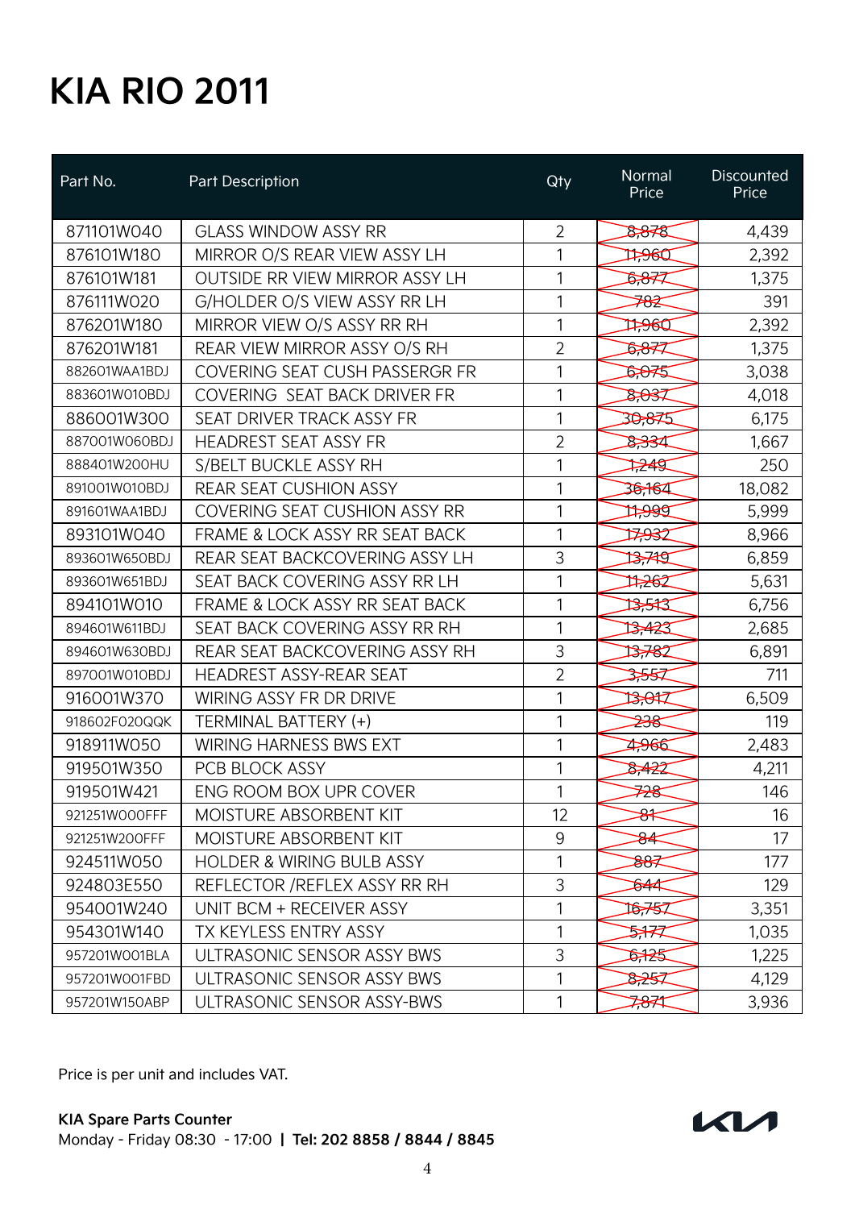# KIA RIO 2011

| Part No. | Part Description | Qty | Normal Price | Discounted Price |
|---|---|---|---|---|
| 871101W040 | GLASS WINDOW ASSY RR | 2 | ~~8,878~~ | 4,439 |
| 876101W180 | MIRROR O/S REAR VIEW ASSY LH | 1 | ~~11,960~~ | 2,392 |
| 876101W181 | OUTSIDE RR VIEW MIRROR ASSY LH | 1 | ~~6,877~~ | 1,375 |
| 876111W020 | G/HOLDER O/S VIEW ASSY RR LH | 1 | ~~782~~ | 391 |
| 876201W180 | MIRROR VIEW O/S ASSY RR RH | 1 | ~~11,960~~ | 2,392 |
| 876201W181 | REAR VIEW MIRROR ASSY O/S RH | 2 | ~~6,877~~ | 1,375 |
| 882601WAA1BDJ | COVERING SEAT CUSH PASSERGR FR | 1 | ~~6,075~~ | 3,038 |
| 883601W010BDJ | COVERING SEAT BACK DRIVER FR | 1 | ~~8,037~~ | 4,018 |
| 886001W300 | SEAT DRIVER TRACK ASSY FR | 1 | ~~30,875~~ | 6,175 |
| 887001W060BDJ | HEADREST SEAT ASSY FR | 2 | ~~8,334~~ | 1,667 |
| 888401W200HU | S/BELT BUCKLE ASSY RH | 1 | ~~1,249~~ | 250 |
| 891001W010BDJ | REAR SEAT CUSHION ASSY | 1 | ~~36,164~~ | 18,082 |
| 891601WAA1BDJ | COVERING SEAT CUSHION ASSY RR | 1 | ~~11,999~~ | 5,999 |
| 893101W040 | FRAME & LOCK ASSY RR SEAT BACK | 1 | ~~17,932~~ | 8,966 |
| 893601W650BDJ | REAR SEAT BACKCOVERING ASSY LH | 3 | ~~13,719~~ | 6,859 |
| 893601W651BDJ | SEAT BACK COVERING ASSY RR LH | 1 | ~~11,262~~ | 5,631 |
| 894101W010 | FRAME & LOCK ASSY RR SEAT BACK | 1 | ~~13,513~~ | 6,756 |
| 894601W611BDJ | SEAT BACK COVERING ASSY RR RH | 1 | ~~13,423~~ | 2,685 |
| 894601W630BDJ | REAR SEAT BACKCOVERING ASSY RH | 3 | ~~13,782~~ | 6,891 |
| 897001W010BDJ | HEADREST ASSY-REAR SEAT | 2 | ~~3,557~~ | 711 |
| 916001W370 | WIRING ASSY FR DR DRIVE | 1 | ~~13,017~~ | 6,509 |
| 918602F020QQK | TERMINAL BATTERY (+) | 1 | ~~238~~ | 119 |
| 918911W050 | WIRING HARNESS BWS EXT | 1 | ~~4,966~~ | 2,483 |
| 919501W350 | PCB BLOCK ASSY | 1 | ~~8,422~~ | 4,211 |
| 919501W421 | ENG ROOM BOX UPR COVER | 1 | ~~728~~ | 146 |
| 921251W000FFF | MOISTURE ABSORBENT KIT | 12 | ~~81~~ | 16 |
| 921251W200FFF | MOISTURE ABSORBENT KIT | 9 | ~~84~~ | 17 |
| 924511W050 | HOLDER & WIRING BULB ASSY | 1 | ~~887~~ | 177 |
| 924803E550 | REFLECTOR /REFLEX ASSY RR RH | 3 | ~~644~~ | 129 |
| 954001W240 | UNIT BCM + RECEIVER ASSY | 1 | ~~16,757~~ | 3,351 |
| 954301W140 | TX KEYLESS ENTRY ASSY | 1 | ~~5,177~~ | 1,035 |
| 957201W001BLA | ULTRASONIC SENSOR ASSY BWS | 3 | ~~6,125~~ | 1,225 |
| 957201W001FBD | ULTRASONIC SENSOR ASSY BWS | 1 | ~~8,257~~ | 4,129 |
| 957201W150ABP | ULTRASONIC SENSOR ASSY-BWS | 1 | ~~7,871~~ | 3,936 |

Price is per unit and includes VAT.

**KIA Spare Parts Counter**
Monday - Friday 08:30 - 17:00 | **Tel: 202 8858 / 8844 / 8845**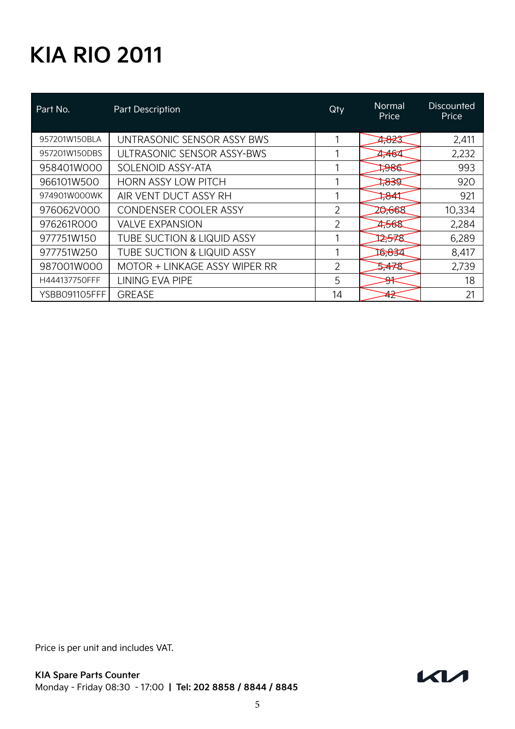# KIA RIO 2011

| Part No. | Part Description | Qty | Normal Price | Discounted Price |
|---|---|---|---|---|
| 957201W150BLA | UNTRASONIC SENSOR ASSY BWS | 1 | ~~4,823~~ | 2,411 |
| 957201W150DBS | ULTRASONIC SENSOR ASSY-BWS | 1 | ~~4,464~~ | 2,232 |
| 958401W000 | SOLENOID ASSY-ATA | 1 | ~~1,986~~ | 993 |
| 966101W500 | HORN ASSY LOW PITCH | 1 | ~~1,839~~ | 920 |
| 974901W000WK | AIR VENT DUCT ASSY RH | 1 | ~~1,841~~ | 921 |
| 976062V000 | CONDENSER COOLER ASSY | 2 | ~~20,668~~ | 10,334 |
| 976261R000 | VALVE EXPANSION | 2 | ~~4,568~~ | 2,284 |
| 977751W150 | TUBE SUCTION & LIQUID ASSY | 1 | ~~12,578~~ | 6,289 |
| 977751W250 | TUBE SUCTION & LIQUID ASSY | 1 | ~~16,834~~ | 8,417 |
| 987001W000 | MOTOR + LINKAGE ASSY WIPER RR | 2 | ~~5,478~~ | 2,739 |
| H444137750FFF | LINING EVA PIPE | 5 | ~~91~~ | 18 |
| YSBB091105FFF | GREASE | 14 | ~~42~~ | 21 |

Price is per unit and includes VAT.

**KIA Spare Parts Counter**
Monday - Friday 08:30 - 17:00 **| Tel: 202 8858 / 8844 / 8845**